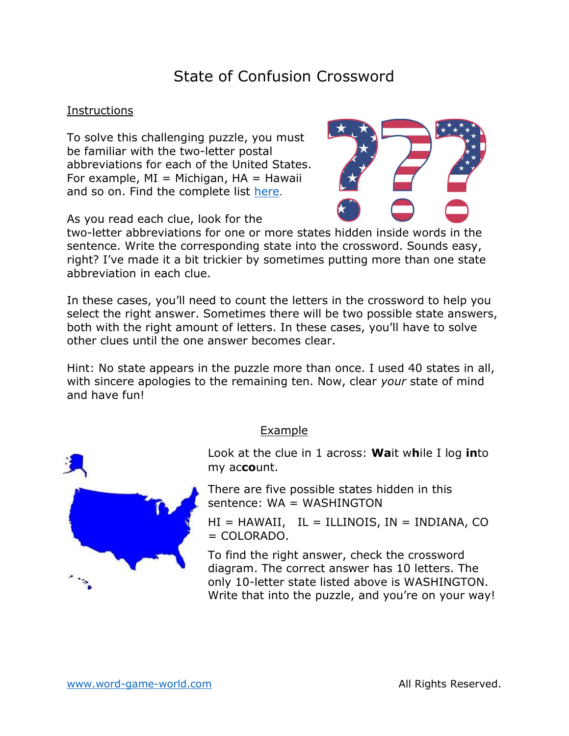# State of Confusion Crossword

Instructions

To solve this challenging puzzle, you must be familiar with the two-letter postal abbreviations for each of the United States. For example, MI = Michigan, HA = Hawaii and so on. Find the complete list [here](here).

As you read each clue, look for the two-letter abbreviations for one or more states hidden inside words in the sentence. Write the corresponding state into the crossword. Sounds easy, right? I've made it a bit trickier by sometimes putting more than one state abbreviation in each clue.

In these cases, you'll need to count the letters in the crossword to help you select the right answer. Sometimes there will be two possible state answers, both with the right amount of letters. In these cases, you'll have to solve other clues until the one answer becomes clear.

Hint: No state appears in the puzzle more than once. I used 40 states in all, with sincere apologies to the remaining ten. Now, clear *your* state of mind and have fun!

Example

Look at the clue in 1 across: **Wa**it w**h**ile I log **in**to my ac**co**unt.

There are five possible states hidden in this sentence: WA = WASHINGTON

HI = HAWAII, IL = ILLINOIS, IN = INDIANA, CO = COLORADO.

To find the right answer, check the crossword diagram. The correct answer has 10 letters. The only 10-letter state listed above is WASHINGTON. Write that into the puzzle, and you're on your way!

www.word-game-world.com All Rights Reserved.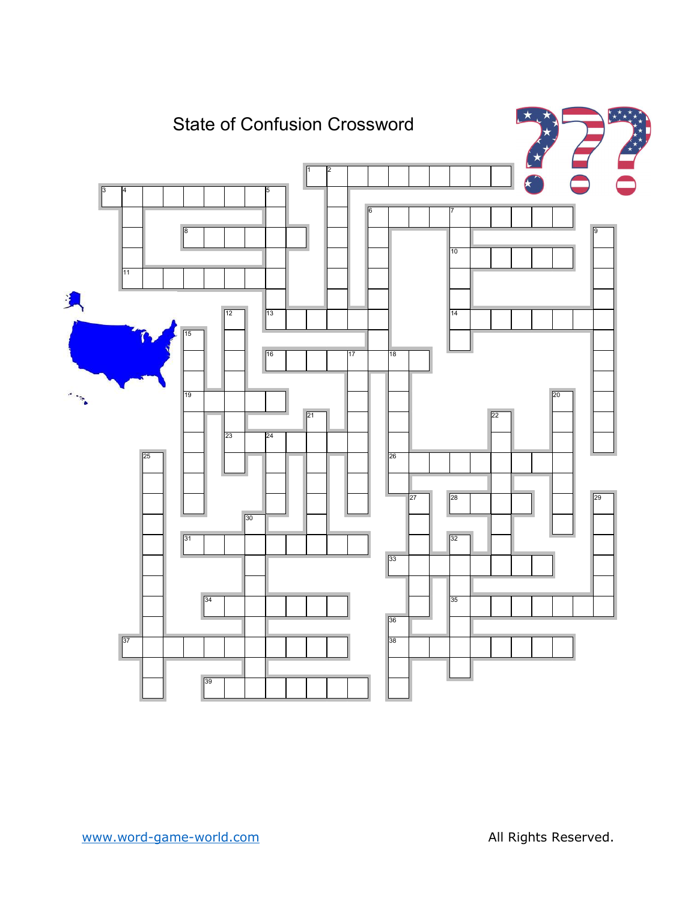# State of Confusion Crossword

www.word-game-world.com

All Rights Reserved.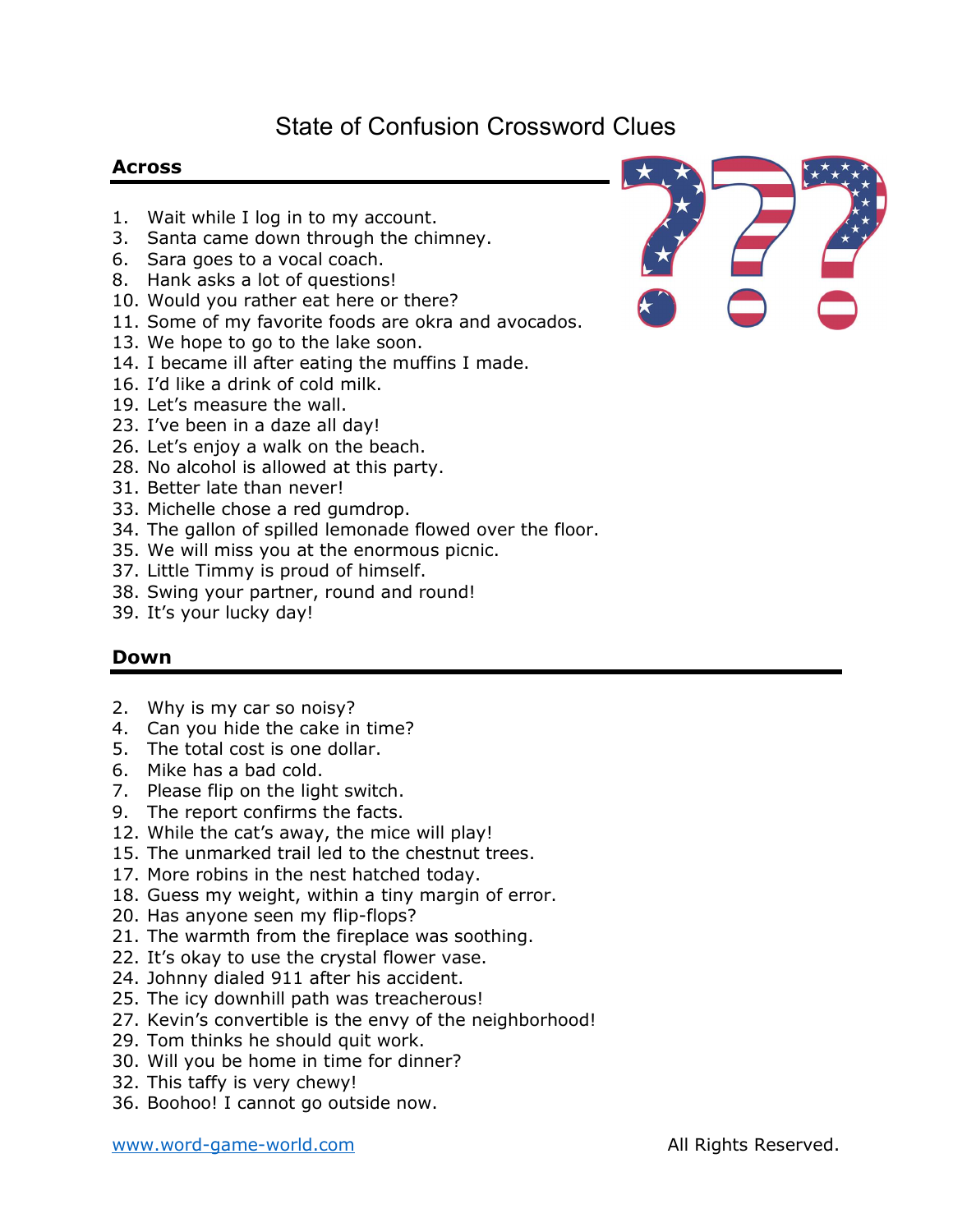# State of Confusion Crossword Clues

## Across

1. Wait while I log in to my account.
3. Santa came down through the chimney.
6. Sara goes to a vocal coach.
8. Hank asks a lot of questions!
10. Would you rather eat here or there?
11. Some of my favorite foods are okra and avocados.
13. We hope to go to the lake soon.
14. I became ill after eating the muffins I made.
16. I'd like a drink of cold milk.
19. Let's measure the wall.
23. I've been in a daze all day!
26. Let's enjoy a walk on the beach.
28. No alcohol is allowed at this party.
31. Better late than never!
33. Michelle chose a red gumdrop.
34. The gallon of spilled lemonade flowed over the floor.
35. We will miss you at the enormous picnic.
37. Little Timmy is proud of himself.
38. Swing your partner, round and round!
39. It's your lucky day!

## Down

2. Why is my car so noisy?
4. Can you hide the cake in time?
5. The total cost is one dollar.
6. Mike has a bad cold.
7. Please flip on the light switch.
9. The report confirms the facts.
12. While the cat's away, the mice will play!
15. The unmarked trail led to the chestnut trees.
17. More robins in the nest hatched today.
18. Guess my weight, within a tiny margin of error.
20. Has anyone seen my flip-flops?
21. The warmth from the fireplace was soothing.
22. It's okay to use the crystal flower vase.
24. Johnny dialed 911 after his accident.
25. The icy downhill path was treacherous!
27. Kevin's convertible is the envy of the neighborhood!
29. Tom thinks he should quit work.
30. Will you be home in time for dinner?
32. This taffy is very chewy!
36. Boohoo! I cannot go outside now.

www.word-game-world.com All Rights Reserved.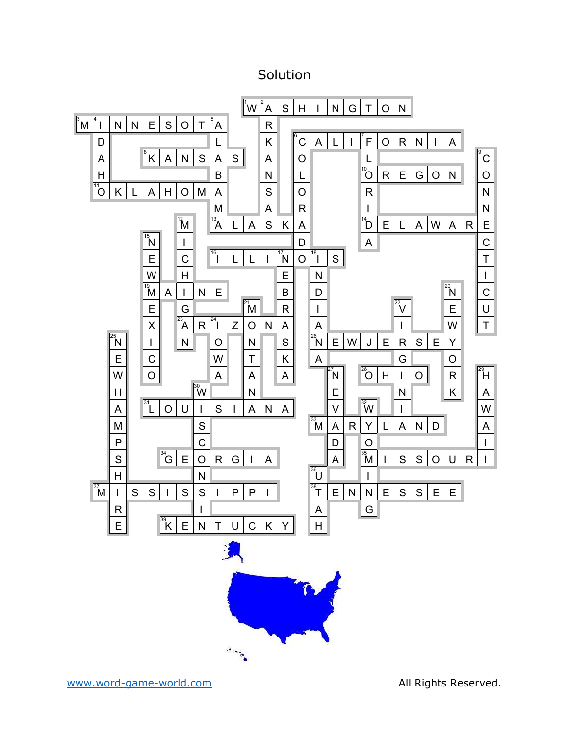# Solution

1. WASHINGTON
2. ARKANSAS
3. MINNESOTA
4. IDAHO
5. ALABAMA
6. CALIFORNIA / COLORADO
7. FLORIDA
8. KANSAS
9. CONNECTICUT
10. OREGON
11. OKLAHOMA
12. MICHIGAN
13. ALASKA
14. DELAWARE
15. NEWMEXICO
16. ILLINOIS
17. NEBRASKA
18. INDIANA
19. MAINE
20. NEWYORK
21. MONTANA
22. VIRGINIA
23. ARIZONA
24. IOWA
25. NEWHAMPSHIRE
26. NEWJERSEY
27. NEVADA
28. OHIO
29. HAWAII
30. WISCONSIN
31. LOUISIANA
32. WYOMING
33. MARYLAND
34. GEORGIA
35. MISSOURI
36. UTAH
37. MISSISSIPPI
38. TENNESSEE
39. KENTUCKY